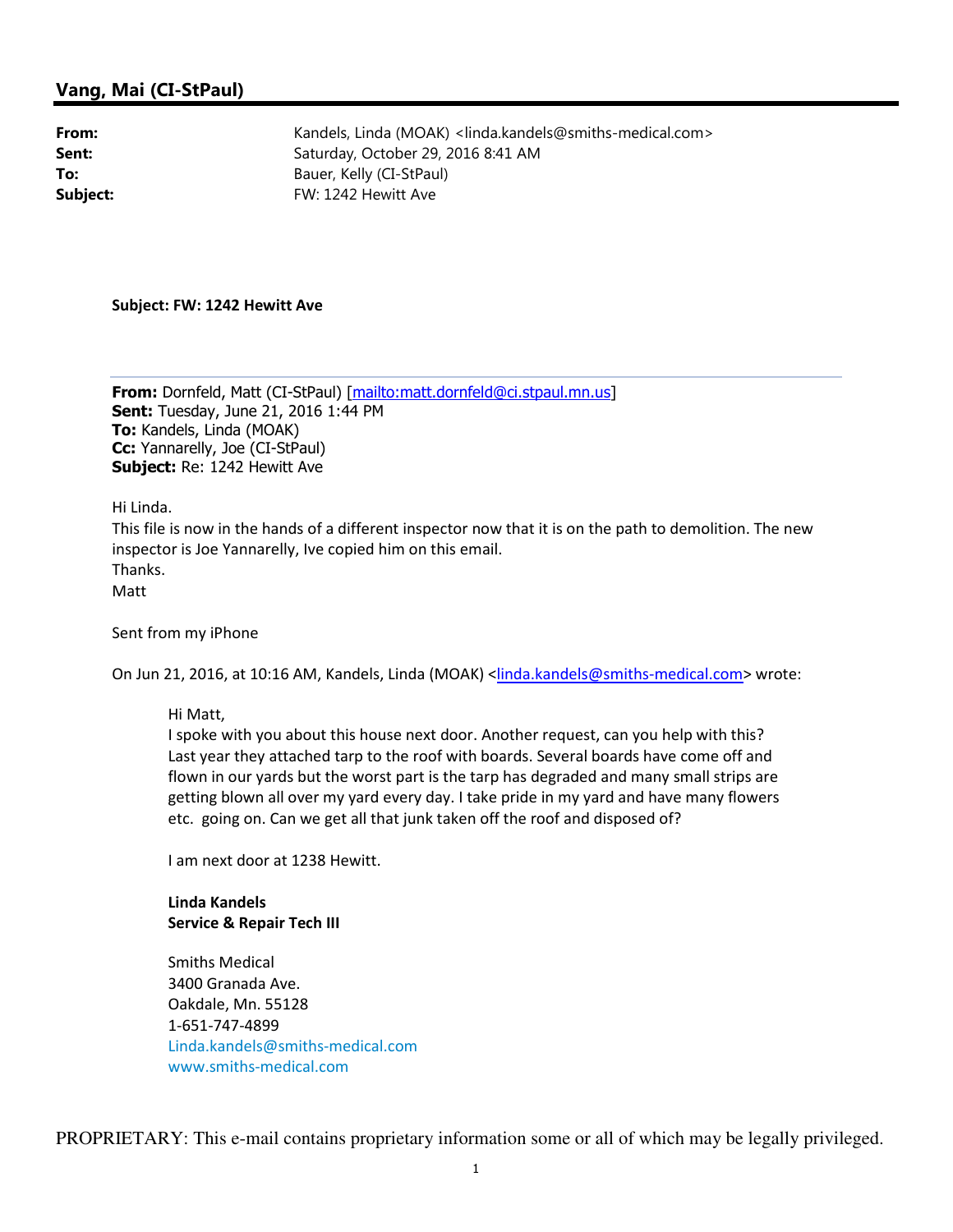## Vang, Mai (CI-StPaul)

**From:** Kandels, Linda (MOAK) <linda.kandels@smiths-medical.com>
**Sent:** Saturday, October 29, 2016 8:41 AM
**To:** Bauer, Kelly (CI-StPaul)
**Subject:** FW: 1242 Hewitt Ave

**Subject: FW: 1242 Hewitt Ave**

---

**From:** Dornfeld, Matt (CI-StPaul) [mailto:matt.dornfeld@ci.stpaul.mn.us]
**Sent:** Tuesday, June 21, 2016 1:44 PM
**To:** Kandels, Linda (MOAK)
**Cc:** Yannarelly, Joe (CI-StPaul)
**Subject:** Re: 1242 Hewitt Ave

Hi Linda.
This file is now in the hands of a different inspector now that it is on the path to demolition. The new inspector is Joe Yannarelly, Ive copied him on this email.
Thanks.
Matt

Sent from my iPhone

On Jun 21, 2016, at 10:16 AM, Kandels, Linda (MOAK) <linda.kandels@smiths-medical.com> wrote:

> Hi Matt,
> I spoke with you about this house next door. Another request, can you help with this? Last year they attached tarp to the roof with boards. Several boards have come off and flown in our yards but the worst part is the tarp has degraded and many small strips are getting blown all over my yard every day. I take pride in my yard and have many flowers etc. going on. Can we get all that junk taken off the roof and disposed of?
>
> I am next door at 1238 Hewitt.
>
> **Linda Kandels**
> **Service & Repair Tech III**
>
> Smiths Medical
> 3400 Granada Ave.
> Oakdale, Mn. 55128
> 1-651-747-4899
> Linda.kandels@smiths-medical.com
> www.smiths-medical.com

PROPRIETARY: This e-mail contains proprietary information some or all of which may be legally privileged.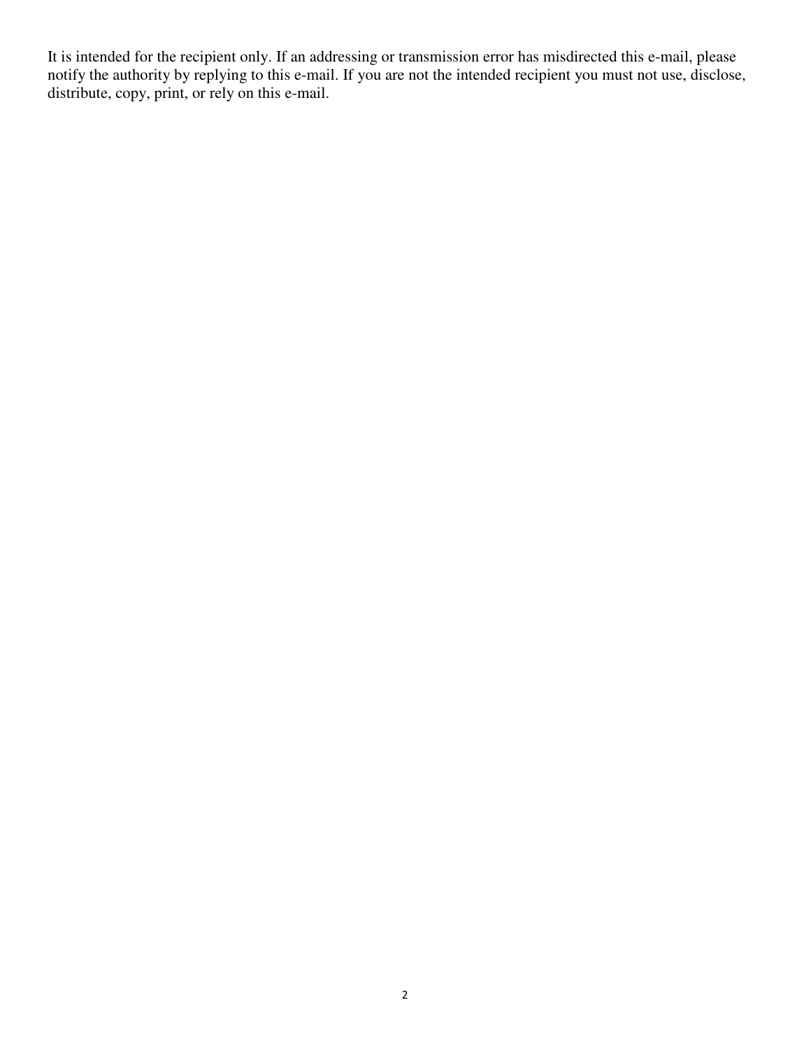It is intended for the recipient only. If an addressing or transmission error has misdirected this e-mail, please notify the authority by replying to this e-mail. If you are not the intended recipient you must not use, disclose, distribute, copy, print, or rely on this e-mail.